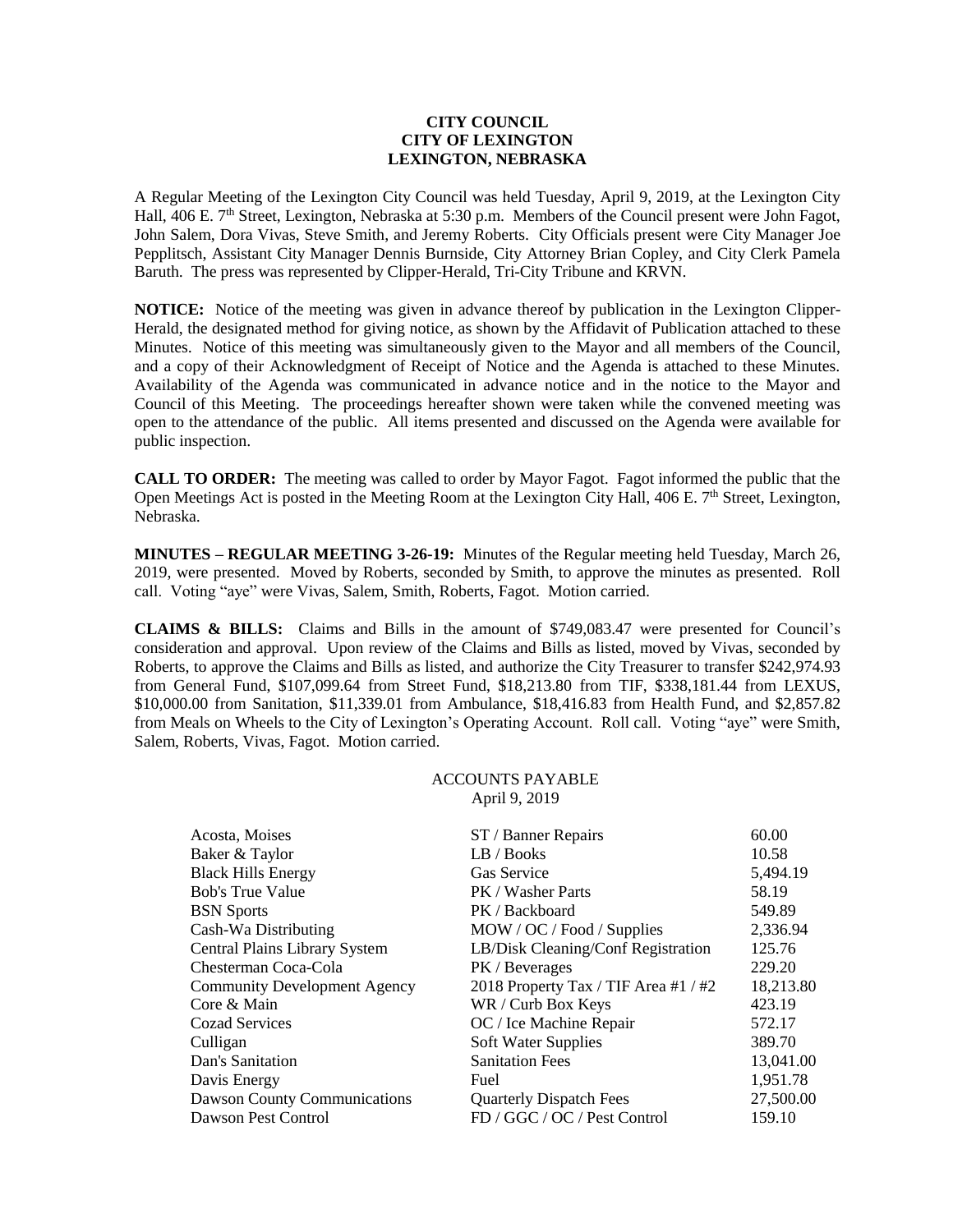# CITY COUNCIL
# CITY OF LEXINGTON
# LEXINGTON, NEBRASKA

A Regular Meeting of the Lexington City Council was held Tuesday, April 9, 2019, at the Lexington City Hall, 406 E. 7th Street, Lexington, Nebraska at 5:30 p.m. Members of the Council present were John Fagot, John Salem, Dora Vivas, Steve Smith, and Jeremy Roberts. City Officials present were City Manager Joe Pepplitsch, Assistant City Manager Dennis Burnside, City Attorney Brian Copley, and City Clerk Pamela Baruth. The press was represented by Clipper-Herald, Tri-City Tribune and KRVN.

**NOTICE:** Notice of the meeting was given in advance thereof by publication in the Lexington Clipper-Herald, the designated method for giving notice, as shown by the Affidavit of Publication attached to these Minutes. Notice of this meeting was simultaneously given to the Mayor and all members of the Council, and a copy of their Acknowledgment of Receipt of Notice and the Agenda is attached to these Minutes. Availability of the Agenda was communicated in advance notice and in the notice to the Mayor and Council of this Meeting. The proceedings hereafter shown were taken while the convened meeting was open to the attendance of the public. All items presented and discussed on the Agenda were available for public inspection.

**CALL TO ORDER:** The meeting was called to order by Mayor Fagot. Fagot informed the public that the Open Meetings Act is posted in the Meeting Room at the Lexington City Hall, 406 E. 7th Street, Lexington, Nebraska.

**MINUTES – REGULAR MEETING 3-26-19:** Minutes of the Regular meeting held Tuesday, March 26, 2019, were presented. Moved by Roberts, seconded by Smith, to approve the minutes as presented. Roll call. Voting "aye" were Vivas, Salem, Smith, Roberts, Fagot. Motion carried.

**CLAIMS & BILLS:** Claims and Bills in the amount of $749,083.47 were presented for Council's consideration and approval. Upon review of the Claims and Bills as listed, moved by Vivas, seconded by Roberts, to approve the Claims and Bills as listed, and authorize the City Treasurer to transfer $242,974.93 from General Fund, $107,099.64 from Street Fund, $18,213.80 from TIF, $338,181.44 from LEXUS, $10,000.00 from Sanitation, $11,339.01 from Ambulance, $18,416.83 from Health Fund, and $2,857.82 from Meals on Wheels to the City of Lexington's Operating Account. Roll call. Voting "aye" were Smith, Salem, Roberts, Vivas, Fagot. Motion carried.

ACCOUNTS PAYABLE
April 9, 2019

| | | |
|---|---|---|
| Acosta, Moises | ST / Banner Repairs | 60.00 |
| Baker & Taylor | LB / Books | 10.58 |
| Black Hills Energy | Gas Service | 5,494.19 |
| Bob's True Value | PK / Washer Parts | 58.19 |
| BSN Sports | PK / Backboard | 549.89 |
| Cash-Wa Distributing | MOW / OC / Food / Supplies | 2,336.94 |
| Central Plains Library System | LB/Disk Cleaning/Conf Registration | 125.76 |
| Chesterman Coca-Cola | PK / Beverages | 229.20 |
| Community Development Agency | 2018 Property Tax / TIF Area #1 / #2 | 18,213.80 |
| Core & Main | WR / Curb Box Keys | 423.19 |
| Cozad Services | OC / Ice Machine Repair | 572.17 |
| Culligan | Soft Water Supplies | 389.70 |
| Dan's Sanitation | Sanitation Fees | 13,041.00 |
| Davis Energy | Fuel | 1,951.78 |
| Dawson County Communications | Quarterly Dispatch Fees | 27,500.00 |
| Dawson Pest Control | FD / GGC / OC / Pest Control | 159.10 |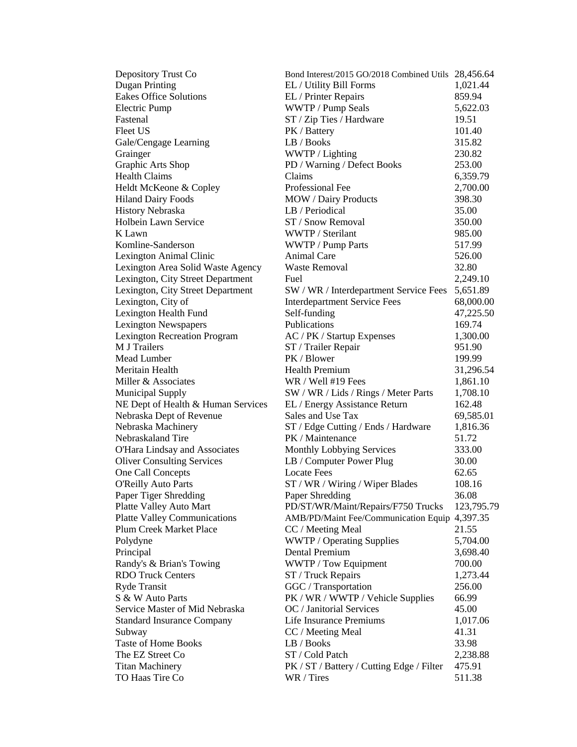| | | |
|---|---|---|
| Depository Trust Co | Bond Interest/2015 GO/2018 Combined Utils | 28,456.64 |
| Dugan Printing | EL / Utility Bill Forms | 1,021.44 |
| Eakes Office Solutions | EL / Printer Repairs | 859.94 |
| Electric Pump | WWTP / Pump Seals | 5,622.03 |
| Fastenal | ST / Zip Ties / Hardware | 19.51 |
| Fleet US | PK / Battery | 101.40 |
| Gale/Cengage Learning | LB / Books | 315.82 |
| Grainger | WWTP / Lighting | 230.82 |
| Graphic Arts Shop | PD / Warning / Defect Books | 253.00 |
| Health Claims | Claims | 6,359.79 |
| Heldt McKeone & Copley | Professional Fee | 2,700.00 |
| Hiland Dairy Foods | MOW / Dairy Products | 398.30 |
| History Nebraska | LB / Periodical | 35.00 |
| Holbein Lawn Service | ST / Snow Removal | 350.00 |
| K Lawn | WWTP / Sterilant | 985.00 |
| Komline-Sanderson | WWTP / Pump Parts | 517.99 |
| Lexington Animal Clinic | Animal Care | 526.00 |
| Lexington Area Solid Waste Agency | Waste Removal | 32.80 |
| Lexington, City Street Department | Fuel | 2,249.10 |
| Lexington, City Street Department | SW / WR / Interdepartment Service Fees | 5,651.89 |
| Lexington, City of | Interdepartment Service Fees | 68,000.00 |
| Lexington Health Fund | Self-funding | 47,225.50 |
| Lexington Newspapers | Publications | 169.74 |
| Lexington Recreation Program | AC / PK / Startup Expenses | 1,300.00 |
| M J Trailers | ST / Trailer Repair | 951.90 |
| Mead Lumber | PK / Blower | 199.99 |
| Meritain Health | Health Premium | 31,296.54 |
| Miller & Associates | WR / Well #19 Fees | 1,861.10 |
| Municipal Supply | SW / WR / Lids / Rings / Meter Parts | 1,708.10 |
| NE Dept of Health & Human Services | EL / Energy Assistance Return | 162.48 |
| Nebraska Dept of Revenue | Sales and Use Tax | 69,585.01 |
| Nebraska Machinery | ST / Edge Cutting / Ends / Hardware | 1,816.36 |
| Nebraskaland Tire | PK / Maintenance | 51.72 |
| O'Hara Lindsay and Associates | Monthly Lobbying Services | 333.00 |
| Oliver Consulting Services | LB / Computer Power Plug | 30.00 |
| One Call Concepts | Locate Fees | 62.65 |
| O'Reilly Auto Parts | ST / WR / Wiring / Wiper Blades | 108.16 |
| Paper Tiger Shredding | Paper Shredding | 36.08 |
| Platte Valley Auto Mart | PD/ST/WR/Maint/Repairs/F750 Trucks | 123,795.79 |
| Platte Valley Communications | AMB/PD/Maint Fee/Communication Equip | 4,397.35 |
| Plum Creek Market Place | CC / Meeting Meal | 21.55 |
| Polydyne | WWTP / Operating Supplies | 5,704.00 |
| Principal | Dental Premium | 3,698.40 |
| Randy's & Brian's Towing | WWTP / Tow Equipment | 700.00 |
| RDO Truck Centers | ST / Truck Repairs | 1,273.44 |
| Ryde Transit | GGC / Transportation | 256.00 |
| S & W Auto Parts | PK / WR / WWTP / Vehicle Supplies | 66.99 |
| Service Master of Mid Nebraska | OC / Janitorial Services | 45.00 |
| Standard Insurance Company | Life Insurance Premiums | 1,017.06 |
| Subway | CC / Meeting Meal | 41.31 |
| Taste of Home Books | LB / Books | 33.98 |
| The EZ Street Co | ST / Cold Patch | 2,238.88 |
| Titan Machinery | PK / ST / Battery / Cutting Edge / Filter | 475.91 |
| TO Haas Tire Co | WR / Tires | 511.38 |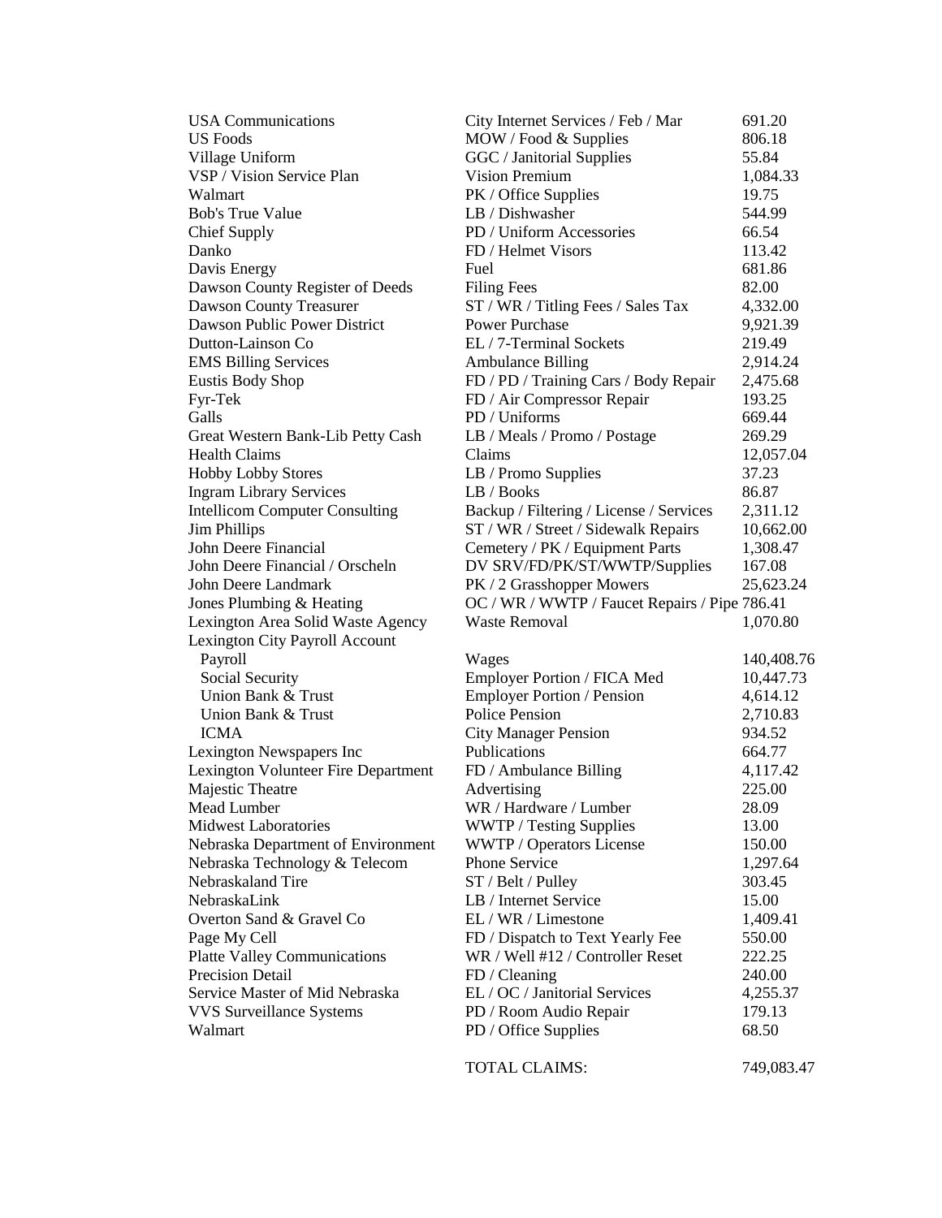| | | |
|---|---|---|
| USA Communications | City Internet Services / Feb / Mar | 691.20 |
| US Foods | MOW / Food & Supplies | 806.18 |
| Village Uniform | GGC / Janitorial Supplies | 55.84 |
| VSP / Vision Service Plan | Vision Premium | 1,084.33 |
| Walmart | PK / Office Supplies | 19.75 |
| Bob's True Value | LB / Dishwasher | 544.99 |
| Chief Supply | PD / Uniform Accessories | 66.54 |
| Danko | FD / Helmet Visors | 113.42 |
| Davis Energy | Fuel | 681.86 |
| Dawson County Register of Deeds | Filing Fees | 82.00 |
| Dawson County Treasurer | ST / WR / Titling Fees / Sales Tax | 4,332.00 |
| Dawson Public Power District | Power Purchase | 9,921.39 |
| Dutton-Lainson Co | EL / 7-Terminal Sockets | 219.49 |
| EMS Billing Services | Ambulance Billing | 2,914.24 |
| Eustis Body Shop | FD / PD / Training Cars / Body Repair | 2,475.68 |
| Fyr-Tek | FD / Air Compressor Repair | 193.25 |
| Galls | PD / Uniforms | 669.44 |
| Great Western Bank-Lib Petty Cash | LB / Meals / Promo / Postage | 269.29 |
| Health Claims | Claims | 12,057.04 |
| Hobby Lobby Stores | LB / Promo Supplies | 37.23 |
| Ingram Library Services | LB / Books | 86.87 |
| Intellicom Computer Consulting | Backup / Filtering / License / Services | 2,311.12 |
| Jim Phillips | ST / WR / Street / Sidewalk Repairs | 10,662.00 |
| John Deere Financial | Cemetery / PK / Equipment Parts | 1,308.47 |
| John Deere Financial / Orscheln | DV SRV/FD/PK/ST/WWTP/Supplies | 167.08 |
| John Deere Landmark | PK / 2 Grasshopper Mowers | 25,623.24 |
| Jones Plumbing & Heating | OC / WR / WWTP / Faucet Repairs / Pipe | 786.41 |
| Lexington Area Solid Waste Agency | Waste Removal | 1,070.80 |
| Lexington City Payroll Account | | |
| Payroll | Wages | 140,408.76 |
| Social Security | Employer Portion / FICA Med | 10,447.73 |
| Union Bank & Trust | Employer Portion / Pension | 4,614.12 |
| Union Bank & Trust | Police Pension | 2,710.83 |
| ICMA | City Manager Pension | 934.52 |
| Lexington Newspapers Inc | Publications | 664.77 |
| Lexington Volunteer Fire Department | FD / Ambulance Billing | 4,117.42 |
| Majestic Theatre | Advertising | 225.00 |
| Mead Lumber | WR / Hardware / Lumber | 28.09 |
| Midwest Laboratories | WWTP / Testing Supplies | 13.00 |
| Nebraska Department of Environment | WWTP / Operators License | 150.00 |
| Nebraska Technology & Telecom | Phone Service | 1,297.64 |
| Nebraskaland Tire | ST / Belt / Pulley | 303.45 |
| NebraskaLink | LB / Internet Service | 15.00 |
| Overton Sand & Gravel Co | EL / WR / Limestone | 1,409.41 |
| Page My Cell | FD / Dispatch to Text Yearly Fee | 550.00 |
| Platte Valley Communications | WR / Well #12 / Controller Reset | 222.25 |
| Precision Detail | FD / Cleaning | 240.00 |
| Service Master of Mid Nebraska | EL / OC / Janitorial Services | 4,255.37 |
| VVS Surveillance Systems | PD / Room Audio Repair | 179.13 |
| Walmart | PD / Office Supplies | 68.50 |
| | TOTAL CLAIMS: | 749,083.47 |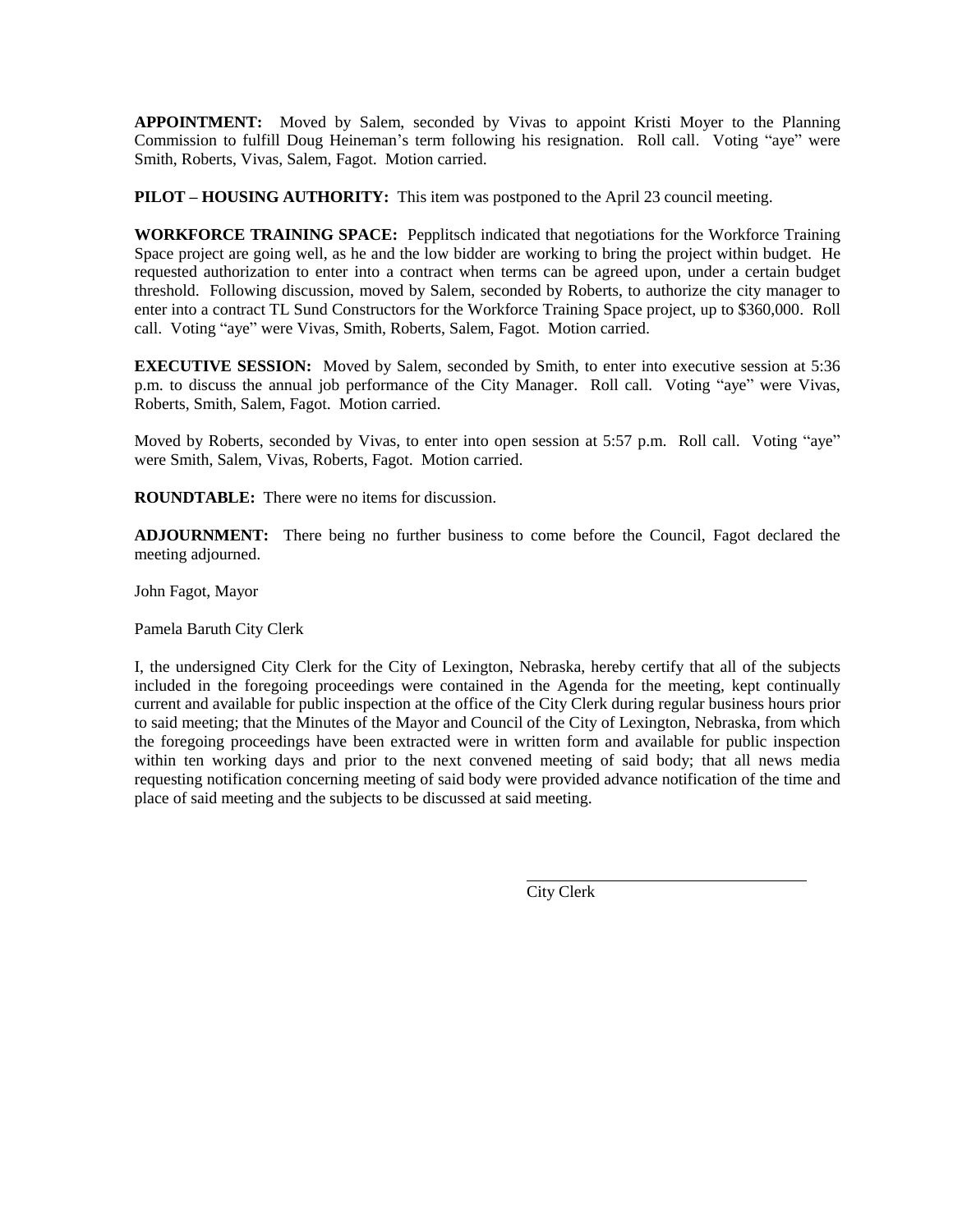**APPOINTMENT:** Moved by Salem, seconded by Vivas to appoint Kristi Moyer to the Planning Commission to fulfill Doug Heineman's term following his resignation. Roll call. Voting "aye" were Smith, Roberts, Vivas, Salem, Fagot. Motion carried.

**PILOT – HOUSING AUTHORITY:** This item was postponed to the April 23 council meeting.

**WORKFORCE TRAINING SPACE:** Pepplitsch indicated that negotiations for the Workforce Training Space project are going well, as he and the low bidder are working to bring the project within budget. He requested authorization to enter into a contract when terms can be agreed upon, under a certain budget threshold. Following discussion, moved by Salem, seconded by Roberts, to authorize the city manager to enter into a contract TL Sund Constructors for the Workforce Training Space project, up to $360,000. Roll call. Voting "aye" were Vivas, Smith, Roberts, Salem, Fagot. Motion carried.

**EXECUTIVE SESSION:** Moved by Salem, seconded by Smith, to enter into executive session at 5:36 p.m. to discuss the annual job performance of the City Manager. Roll call. Voting "aye" were Vivas, Roberts, Smith, Salem, Fagot. Motion carried.

Moved by Roberts, seconded by Vivas, to enter into open session at 5:57 p.m. Roll call. Voting "aye" were Smith, Salem, Vivas, Roberts, Fagot. Motion carried.

**ROUNDTABLE:** There were no items for discussion.

**ADJOURNMENT:** There being no further business to come before the Council, Fagot declared the meeting adjourned.

John Fagot, Mayor

Pamela Baruth City Clerk

I, the undersigned City Clerk for the City of Lexington, Nebraska, hereby certify that all of the subjects included in the foregoing proceedings were contained in the Agenda for the meeting, kept continually current and available for public inspection at the office of the City Clerk during regular business hours prior to said meeting; that the Minutes of the Mayor and Council of the City of Lexington, Nebraska, from which the foregoing proceedings have been extracted were in written form and available for public inspection within ten working days and prior to the next convened meeting of said body; that all news media requesting notification concerning meeting of said body were provided advance notification of the time and place of said meeting and the subjects to be discussed at said meeting.

City Clerk